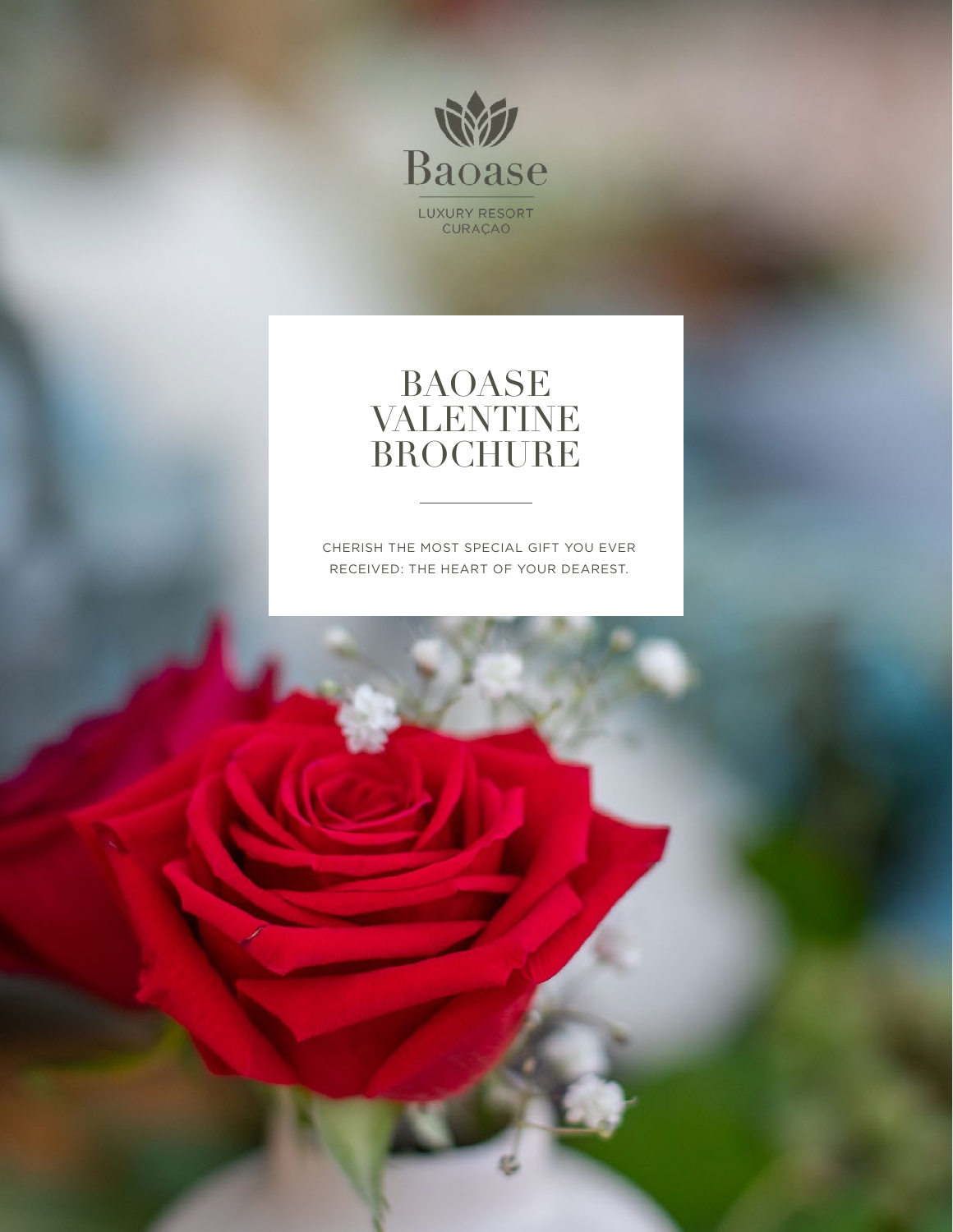Baoase

LUXURY RESORT
CURAÇAO

# BAOASE VALENTINE BROCHURE

CHERISH THE MOST SPECIAL GIFT YOU EVER RECEIVED: THE HEART OF YOUR DEAREST.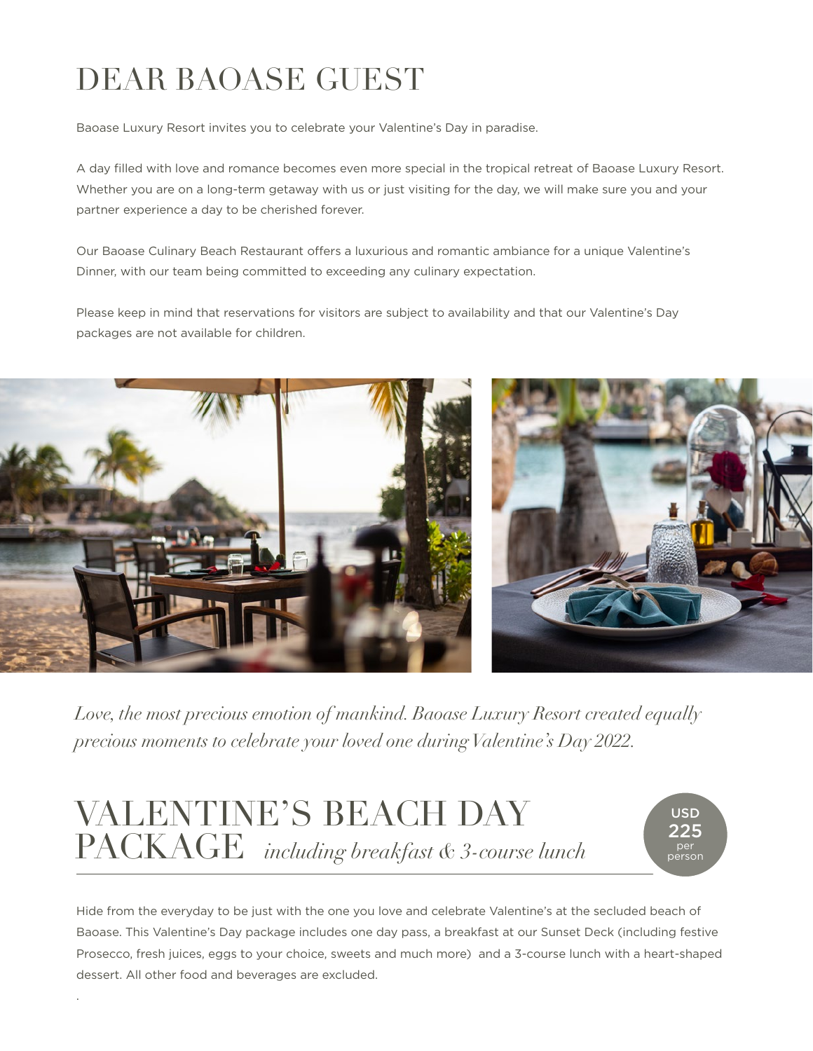# DEAR BAOASE GUEST

Baoase Luxury Resort invites you to celebrate your Valentine's Day in paradise.

A day filled with love and romance becomes even more special in the tropical retreat of Baoase Luxury Resort. Whether you are on a long-term getaway with us or just visiting for the day, we will make sure you and your partner experience a day to be cherished forever.

Our Baoase Culinary Beach Restaurant offers a luxurious and romantic ambiance for a unique Valentine's Dinner, with our team being committed to exceeding any culinary expectation.

Please keep in mind that reservations for visitors are subject to availability and that our Valentine's Day packages are not available for children.

*Love, the most precious emotion of mankind. Baoase Luxury Resort created equally precious moments to celebrate your loved one during Valentine's Day 2022.*

# VALENTINE'S BEACH DAY PACKAGE *including breakfast & 3-course lunch*

USD 225 per person

Hide from the everyday to be just with the one you love and celebrate Valentine's at the secluded beach of Baoase. This Valentine's Day package includes one day pass, a breakfast at our Sunset Deck (including festive Prosecco, fresh juices, eggs to your choice, sweets and much more) and a 3-course lunch with a heart-shaped dessert. All other food and beverages are excluded.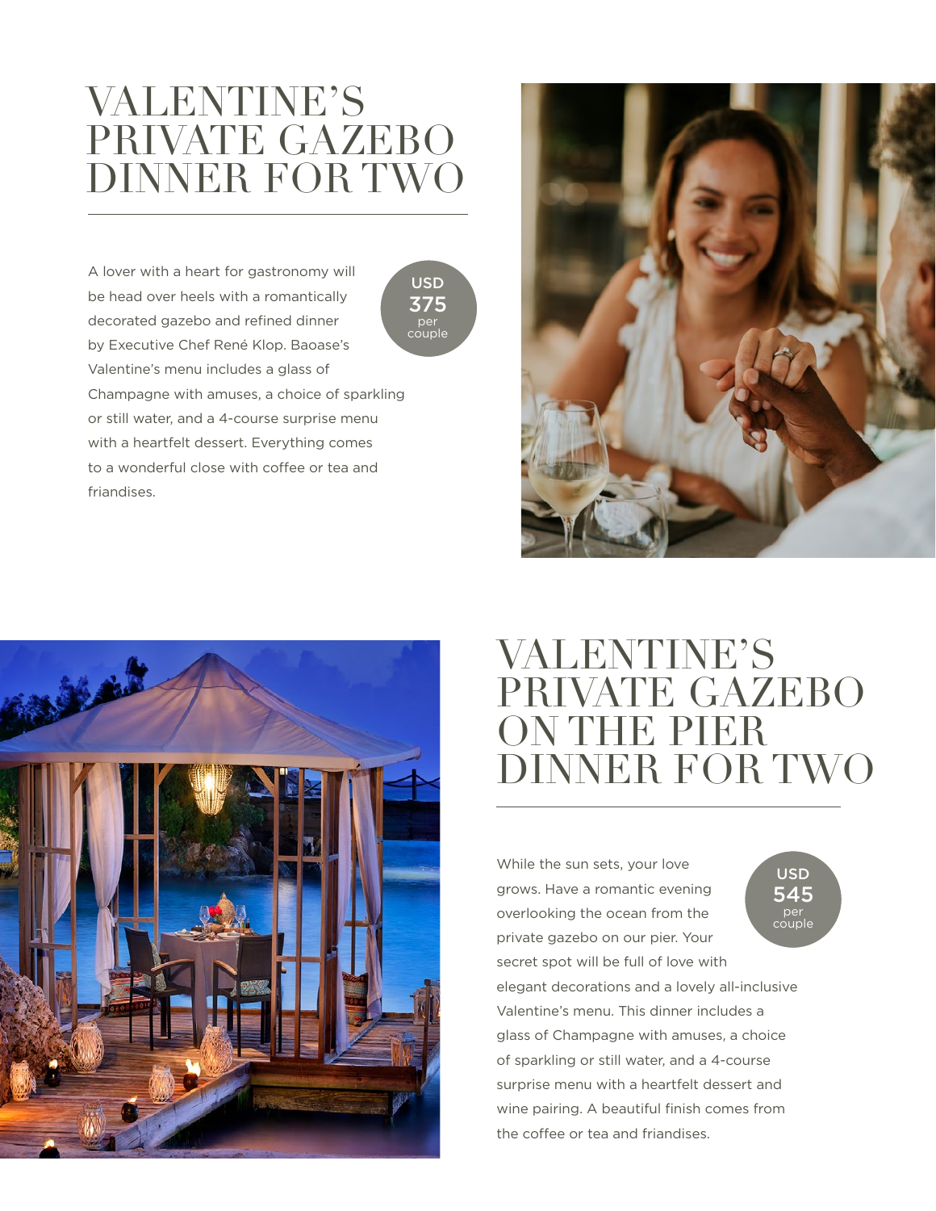# VALENTINE'S PRIVATE GAZEBO DINNER FOR TWO

**USD 375 per couple**

A lover with a heart for gastronomy will be head over heels with a romantically decorated gazebo and refined dinner by Executive Chef René Klop. Baoase's Valentine's menu includes a glass of Champagne with amuses, a choice of sparkling or still water, and a 4-course surprise menu with a heartfelt dessert. Everything comes to a wonderful close with coffee or tea and friandises.

# VALENTINE'S PRIVATE GAZEBO ON THE PIER DINNER FOR TWO

**USD 545 per couple**

While the sun sets, your love grows. Have a romantic evening overlooking the ocean from the private gazebo on our pier. Your secret spot will be full of love with elegant decorations and a lovely all-inclusive Valentine's menu. This dinner includes a glass of Champagne with amuses, a choice of sparkling or still water, and a 4-course surprise menu with a heartfelt dessert and wine pairing. A beautiful finish comes from the coffee or tea and friandises.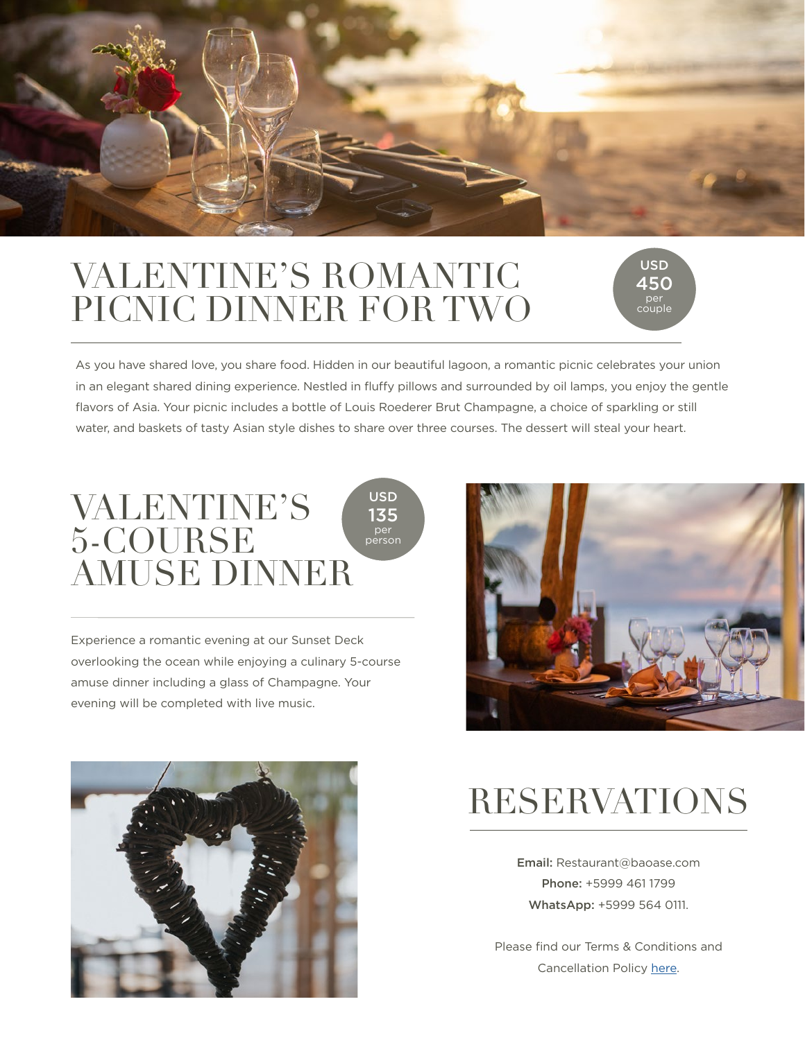# VALENTINE'S ROMANTIC PICNIC DINNER FOR TWO

USD 450 per couple

As you have shared love, you share food. Hidden in our beautiful lagoon, a romantic picnic celebrates your union in an elegant shared dining experience. Nestled in fluffy pillows and surrounded by oil lamps, you enjoy the gentle flavors of Asia. Your picnic includes a bottle of Louis Roederer Brut Champagne, a choice of sparkling or still water, and baskets of tasty Asian style dishes to share over three courses. The dessert will steal your heart.

# VALENTINE'S 5-COURSE AMUSE DINNER

USD 135 per person

Experience a romantic evening at our Sunset Deck overlooking the ocean while enjoying a culinary 5-course amuse dinner including a glass of Champagne. Your evening will be completed with live music.

# RESERVATIONS

**Email:** Restaurant@baoase.com

**Phone:** +5999 461 1799

**WhatsApp:** +5999 564 0111.

Please find our Terms & Conditions and Cancellation Policy here.